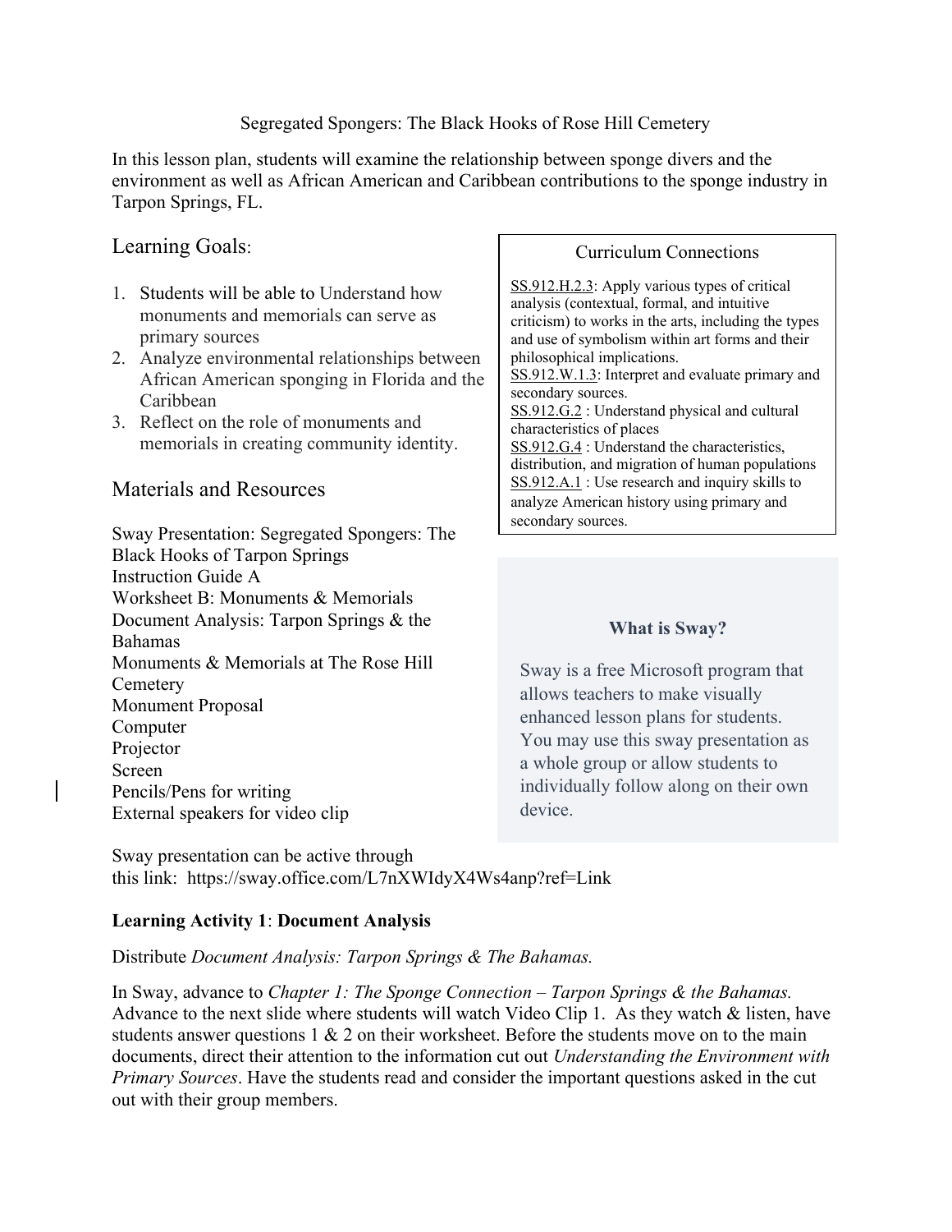# Segregated Spongers: The Black Hooks of Rose Hill Cemetery

In this lesson plan, students will examine the relationship between sponge divers and the environment as well as African American and Caribbean contributions to the sponge industry in Tarpon Springs, FL.

## Learning Goals:

1. Students will be able to Understand how monuments and memorials can serve as primary sources
2. Analyze environmental relationships between African American sponging in Florida and the Caribbean
3. Reflect on the role of monuments and memorials in creating community identity.

## Curriculum Connections

SS.912.H.2.3: Apply various types of critical analysis (contextual, formal, and intuitive criticism) to works in the arts, including the types and use of symbolism within art forms and their philosophical implications.
SS.912.W.1.3: Interpret and evaluate primary and secondary sources.
SS.912.G.2 : Understand physical and cultural characteristics of places
SS.912.G.4 : Understand the characteristics, distribution, and migration of human populations
SS.912.A.1 : Use research and inquiry skills to analyze American history using primary and secondary sources.

## Materials and Resources

Sway Presentation: Segregated Spongers: The Black Hooks of Tarpon Springs
Instruction Guide A
Worksheet B: Monuments & Memorials
Document Analysis: Tarpon Springs & the Bahamas
Monuments & Memorials at The Rose Hill Cemetery
Monument Proposal
Computer
Projector
Screen
Pencils/Pens for writing
External speakers for video clip

**What is Sway?**

Sway is a free Microsoft program that allows teachers to make visually enhanced lesson plans for students. You may use this sway presentation as a whole group or allow students to individually follow along on their own device.

Sway presentation can be active through this link: https://sway.office.com/L7nXWIdyX4Ws4anp?ref=Link

**Learning Activity 1**: **Document Analysis**

Distribute *Document Analysis: Tarpon Springs & The Bahamas.*

In Sway, advance to *Chapter 1: The Sponge Connection – Tarpon Springs & the Bahamas.* Advance to the next slide where students will watch Video Clip 1. As they watch & listen, have students answer questions 1 & 2 on their worksheet. Before the students move on to the main documents, direct their attention to the information cut out *Understanding the Environment with Primary Sources*. Have the students read and consider the important questions asked in the cut out with their group members.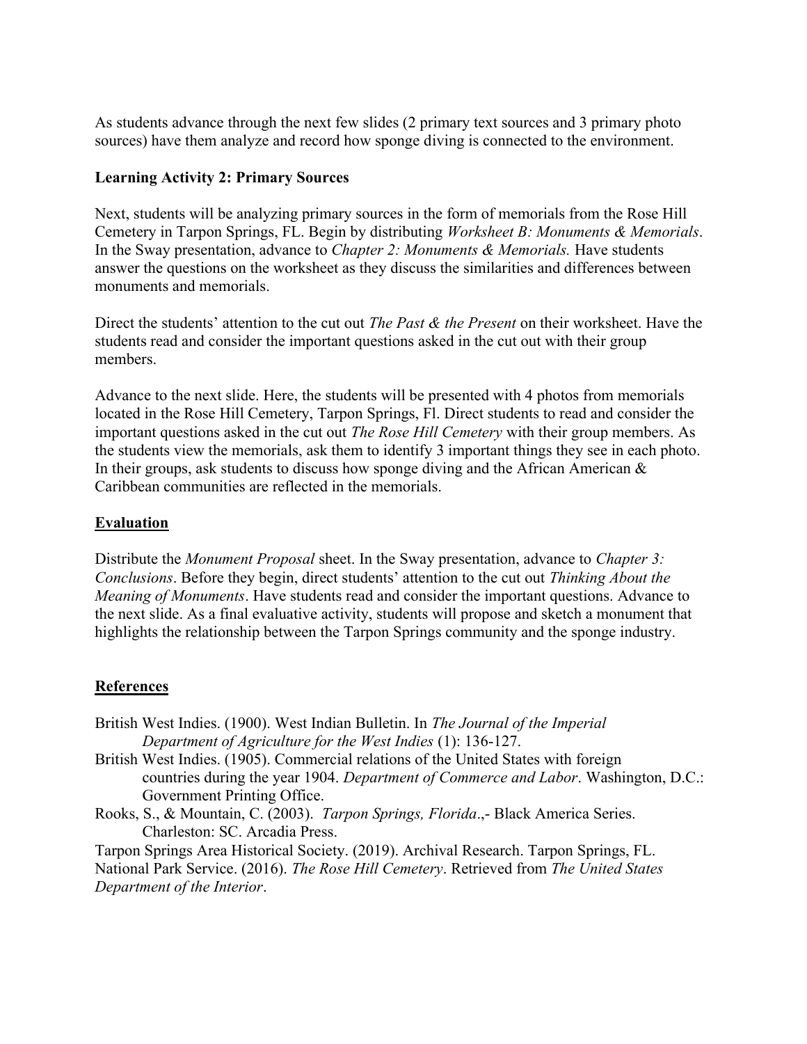As students advance through the next few slides (2 primary text sources and 3 primary photo sources) have them analyze and record how sponge diving is connected to the environment.

**Learning Activity 2: Primary Sources**

Next, students will be analyzing primary sources in the form of memorials from the Rose Hill Cemetery in Tarpon Springs, FL. Begin by distributing *Worksheet B: Monuments & Memorials*. In the Sway presentation, advance to *Chapter 2: Monuments & Memorials.* Have students answer the questions on the worksheet as they discuss the similarities and differences between monuments and memorials.

Direct the students' attention to the cut out *The Past & the Present* on their worksheet. Have the students read and consider the important questions asked in the cut out with their group members.

Advance to the next slide. Here, the students will be presented with 4 photos from memorials located in the Rose Hill Cemetery, Tarpon Springs, Fl. Direct students to read and consider the important questions asked in the cut out *The Rose Hill Cemetery* with their group members. As the students view the memorials, ask them to identify 3 important things they see in each photo. In their groups, ask students to discuss how sponge diving and the African American & Caribbean communities are reflected in the memorials.

## Evaluation

Distribute the *Monument Proposal* sheet. In the Sway presentation, advance to *Chapter 3: Conclusions*. Before they begin, direct students' attention to the cut out *Thinking About the Meaning of Monuments*. Have students read and consider the important questions. Advance to the next slide. As a final evaluative activity, students will propose and sketch a monument that highlights the relationship between the Tarpon Springs community and the sponge industry.

## References

British West Indies. (1900). West Indian Bulletin. In *The Journal of the Imperial Department of Agriculture for the West Indies* (1): 136-127.

British West Indies. (1905). Commercial relations of the United States with foreign countries during the year 1904. *Department of Commerce and Labor*. Washington, D.C.: Government Printing Office.

Rooks, S., & Mountain, C. (2003). *Tarpon Springs, Florida*.,- Black America Series. Charleston: SC. Arcadia Press.

Tarpon Springs Area Historical Society. (2019). Archival Research. Tarpon Springs, FL.

National Park Service. (2016). *The Rose Hill Cemetery*. Retrieved from *The United States Department of the Interior*.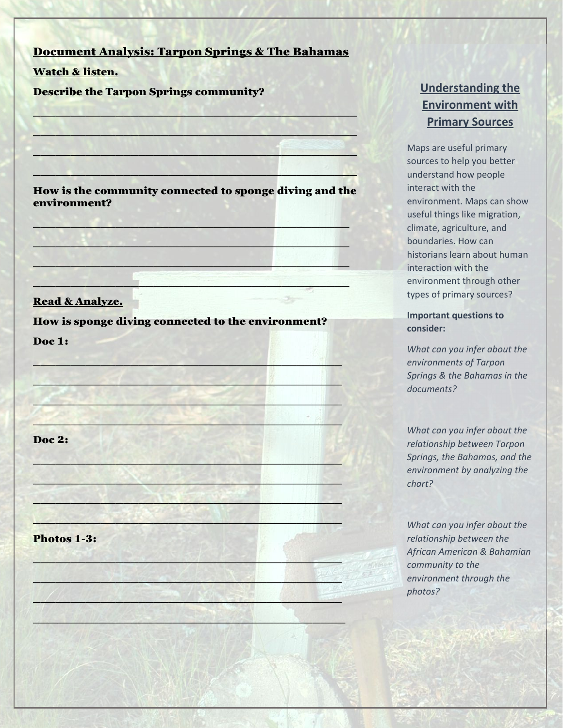# Document Analysis: Tarpon Springs & The Bahamas

**Watch & listen.**

**Describe the Tarpon Springs community?**

_______________________________________________

_______________________________________________

_______________________________________________

_______________________________________________

**How is the community connected to sponge diving and the environment?**

_______________________________________________

_______________________________________________

_______________________________________________

_______________________________________________

**Read & Analyze.**

**How is sponge diving connected to the environment?**

**Doc 1:**

_______________________________________________

_______________________________________________

_______________________________________________

_______________________________________________

**Doc 2:**

_______________________________________________

_______________________________________________

_______________________________________________

_______________________________________________

**Photos 1-3:**

_______________________________________________

_______________________________________________

_______________________________________________

_______________________________________________

## Understanding the Environment with Primary Sources

Maps are useful primary sources to help you better understand how people interact with the environment. Maps can show useful things like migration, climate, agriculture, and boundaries. How can historians learn about human interaction with the environment through other types of primary sources?

**Important questions to consider:**

*What can you infer about the environments of Tarpon Springs & the Bahamas in the documents?*

*What can you infer about the relationship between Tarpon Springs, the Bahamas, and the environment by analyzing the chart?*

*What can you infer about the relationship between the African American & Bahamian community to the environment through the photos?*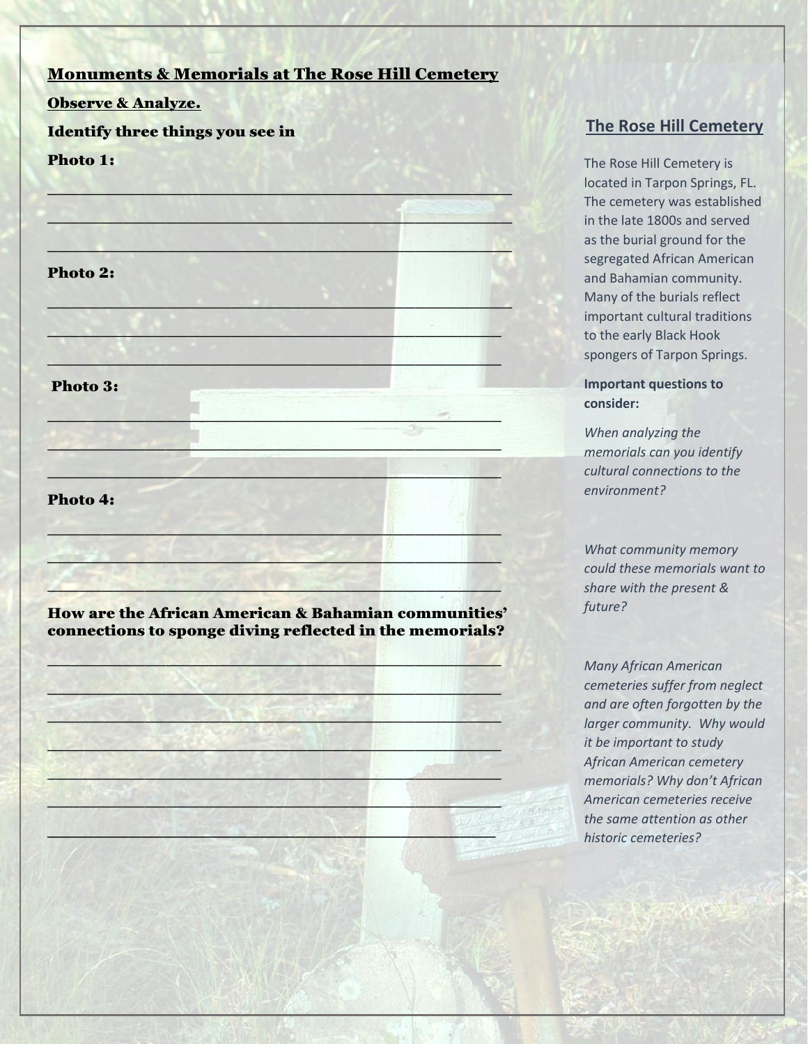## Monuments & Memorials at The Rose Hill Cemetery

**Observe & Analyze.**

**Identify three things you see in**

**Photo 1:**

_______________________________________________

_______________________________________________

_______________________________________________

**Photo 2:**

_______________________________________________

_______________________________________________

_______________________________________________

**Photo 3:**

_______________________________________________

_______________________________________________

_______________________________________________

**Photo 4:**

_______________________________________________

_______________________________________________

_______________________________________________

**How are the African American & Bahamian communities' connections to sponge diving reflected in the memorials?**

_______________________________________________

_______________________________________________

_______________________________________________

_______________________________________________

_______________________________________________

_______________________________________________

_______________________________________________

### The Rose Hill Cemetery

The Rose Hill Cemetery is located in Tarpon Springs, FL. The cemetery was established in the late 1800s and served as the burial ground for the segregated African American and Bahamian community. Many of the burials reflect important cultural traditions to the early Black Hook spongers of Tarpon Springs.

**Important questions to consider:**

*When analyzing the memorials can you identify cultural connections to the environment?*

*What community memory could these memorials want to share with the present & future?*

*Many African American cemeteries suffer from neglect and are often forgotten by the larger community. Why would it be important to study African American cemetery memorials? Why don't African American cemeteries receive the same attention as other historic cemeteries?*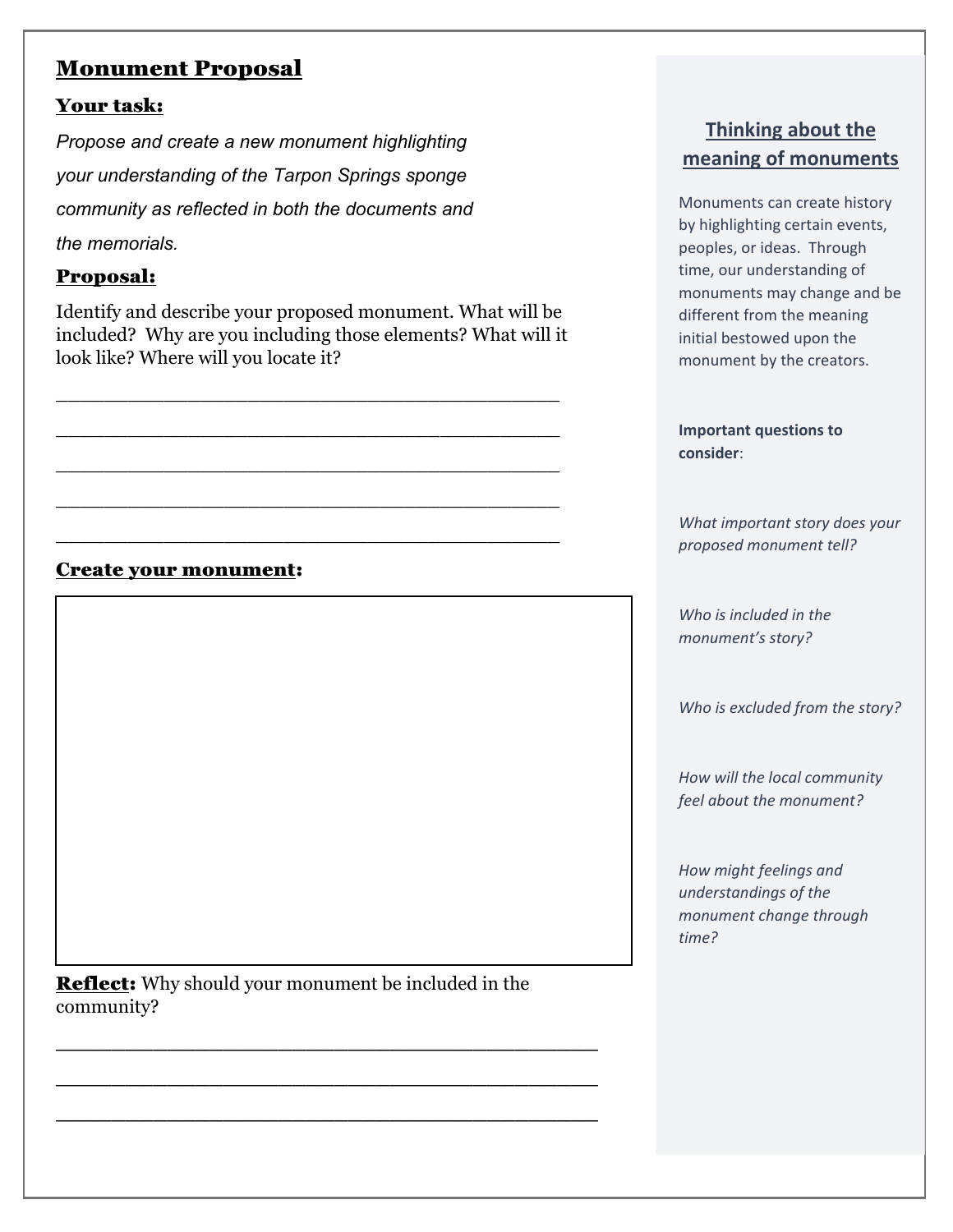## Monument Proposal

### Your task:

*Propose and create a new monument highlighting your understanding of the Tarpon Springs sponge community as reflected in both the documents and the memorials.*

### Proposal:

Identify and describe your proposed monument. What will be included? Why are you including those elements? What will it look like? Where will you locate it?

_____________________________________________

_____________________________________________

_____________________________________________

_____________________________________________

_____________________________________________

### Create your monument:

**Reflect:** Why should your monument be included in the community?

_____________________________________________

_____________________________________________

_____________________________________________

## Thinking about the meaning of monuments

Monuments can create history by highlighting certain events, peoples, or ideas. Through time, our understanding of monuments may change and be different from the meaning initial bestowed upon the monument by the creators.

**Important questions to consider**:

*What important story does your proposed monument tell?*

*Who is included in the monument's story?*

*Who is excluded from the story?*

*How will the local community feel about the monument?*

*How might feelings and understandings of the monument change through time?*